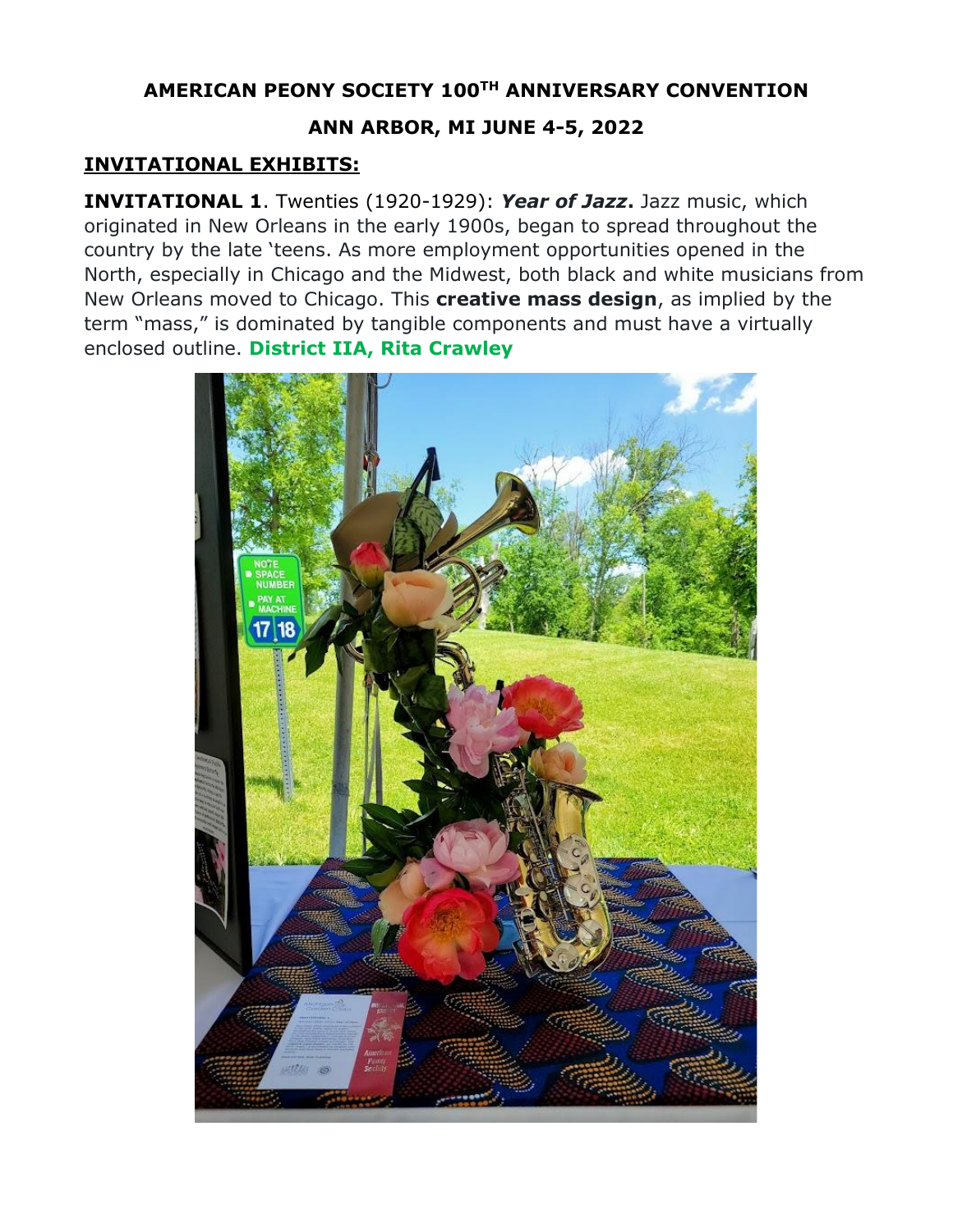# AMERICAN PEONY SOCIETY 100TH ANNIVERSARY CONVENTION

## ANN ARBOR, MI JUNE 4-5, 2022

## INVITATIONAL EXHIBITS:

**INVITATIONAL 1**. Twenties (1920-1929): ***Year of Jazz*.** Jazz music, which originated in New Orleans in the early 1900s, began to spread throughout the country by the late 'teens. As more employment opportunities opened in the North, especially in Chicago and the Midwest, both black and white musicians from New Orleans moved to Chicago. This **creative mass design**, as implied by the term "mass," is dominated by tangible components and must have a virtually enclosed outline. **District IIA, Rita Crawley**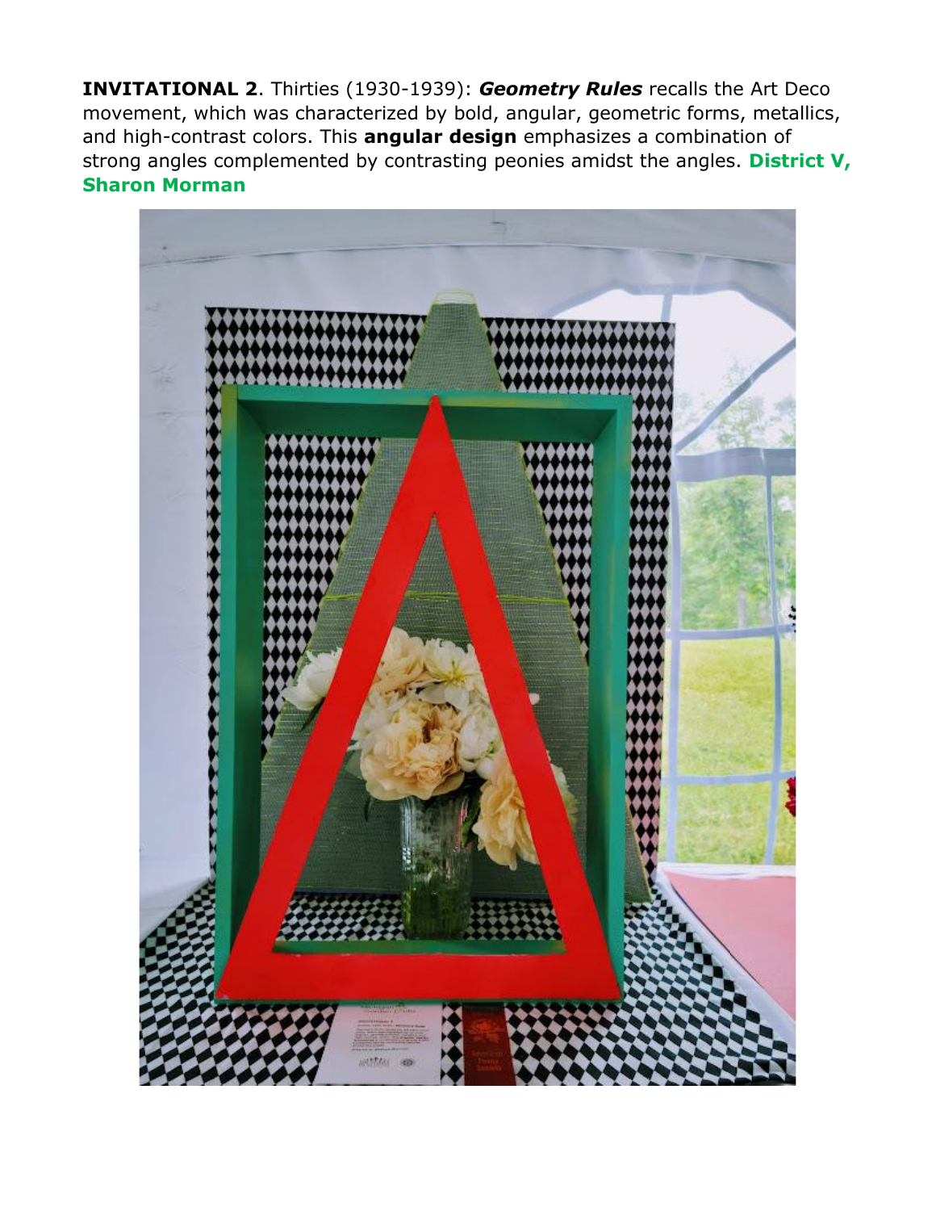**INVITATIONAL 2**. Thirties (1930-1939): ***Geometry Rules*** recalls the Art Deco movement, which was characterized by bold, angular, geometric forms, metallics, and high-contrast colors. This **angular design** emphasizes a combination of strong angles complemented by contrasting peonies amidst the angles. **District V, Sharon Morman**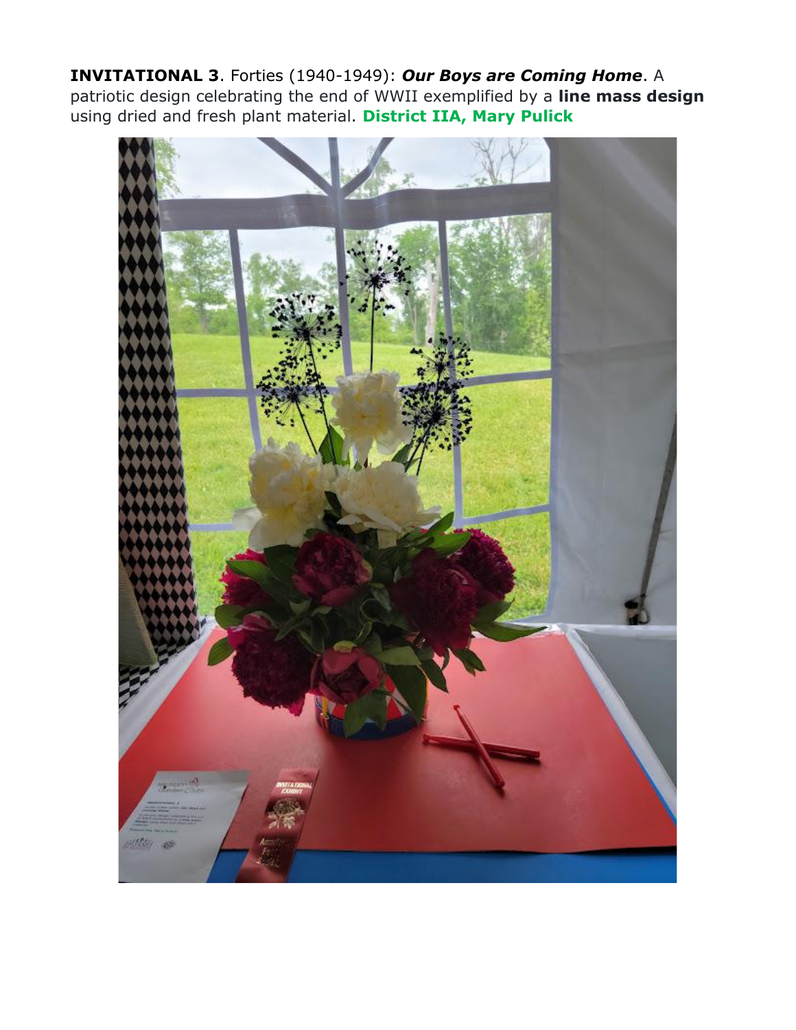**INVITATIONAL 3**. Forties (1940-1949): ***Our Boys are Coming Home***. A patriotic design celebrating the end of WWII exemplified by a **line mass design** using dried and fresh plant material. **District IIA, Mary Pulick**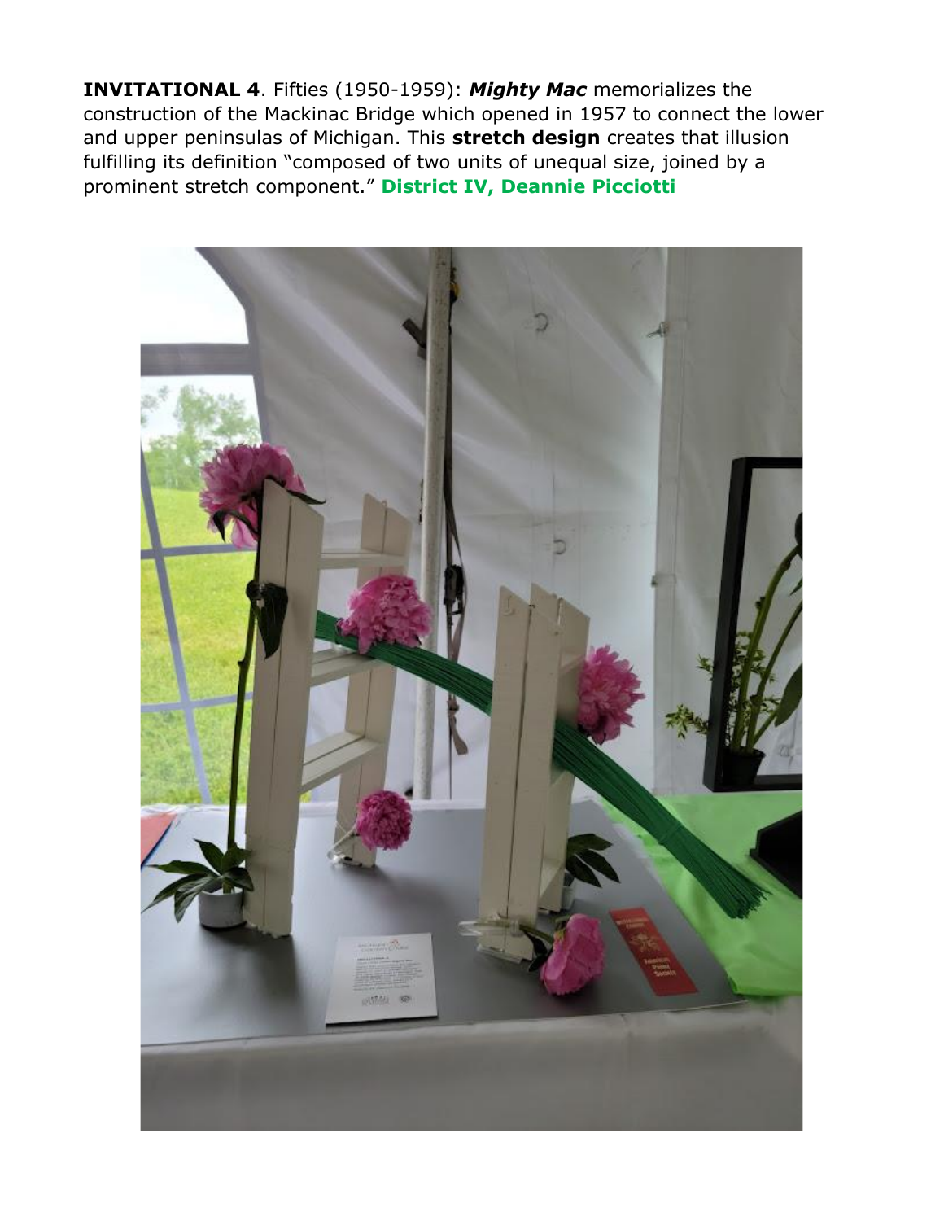**INVITATIONAL 4**. Fifties (1950-1959): ***Mighty Mac*** memorializes the construction of the Mackinac Bridge which opened in 1957 to connect the lower and upper peninsulas of Michigan. This **stretch design** creates that illusion fulfilling its definition "composed of two units of unequal size, joined by a prominent stretch component." **District IV, Deannie Picciotti**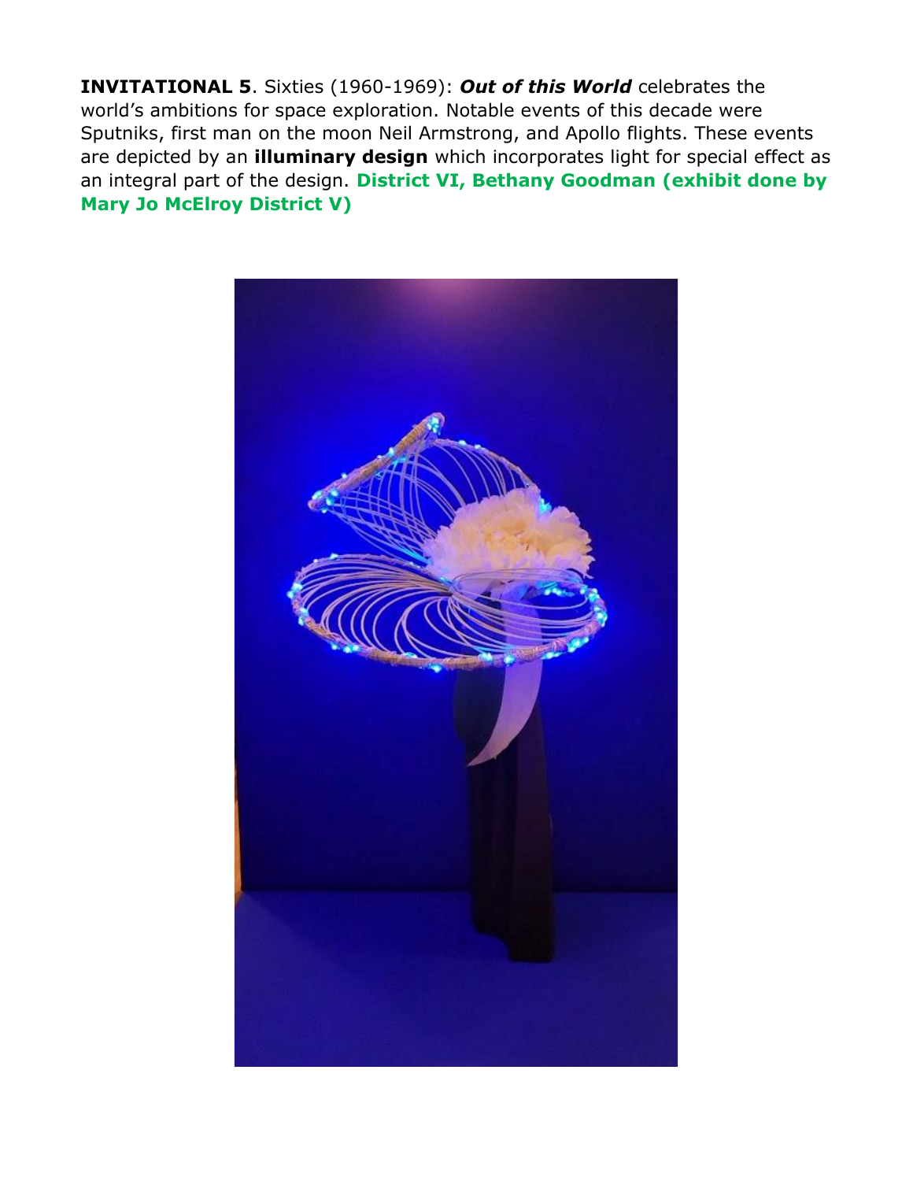**INVITATIONAL 5**. Sixties (1960-1969): ***Out of this World*** celebrates the world's ambitions for space exploration. Notable events of this decade were Sputniks, first man on the moon Neil Armstrong, and Apollo flights. These events are depicted by an **illuminary design** which incorporates light for special effect as an integral part of the design. **District VI, Bethany Goodman (exhibit done by Mary Jo McElroy District V)**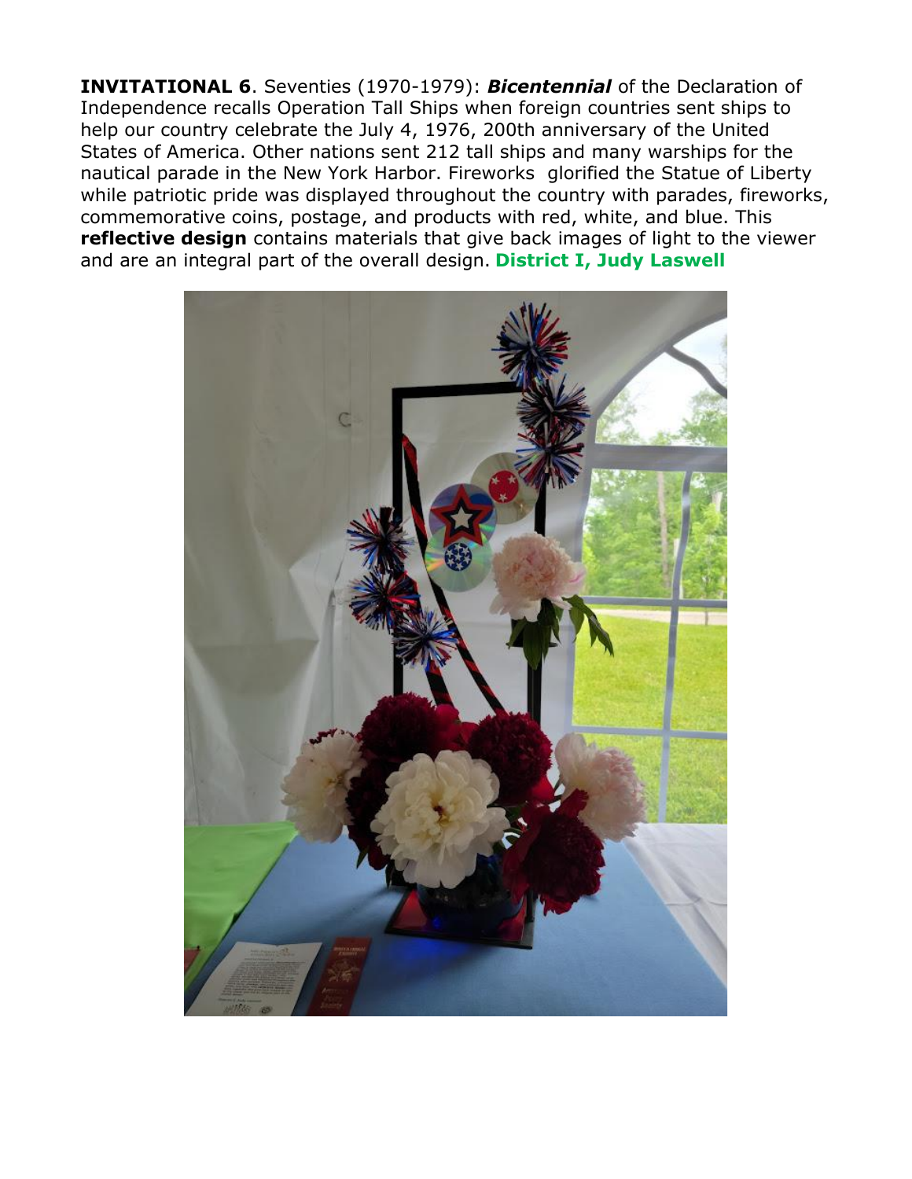**INVITATIONAL 6**. Seventies (1970-1979): ***Bicentennial*** of the Declaration of Independence recalls Operation Tall Ships when foreign countries sent ships to help our country celebrate the July 4, 1976, 200th anniversary of the United States of America. Other nations sent 212 tall ships and many warships for the nautical parade in the New York Harbor. Fireworks glorified the Statue of Liberty while patriotic pride was displayed throughout the country with parades, fireworks, commemorative coins, postage, and products with red, white, and blue. This **reflective design** contains materials that give back images of light to the viewer and are an integral part of the overall design. **District I, Judy Laswell**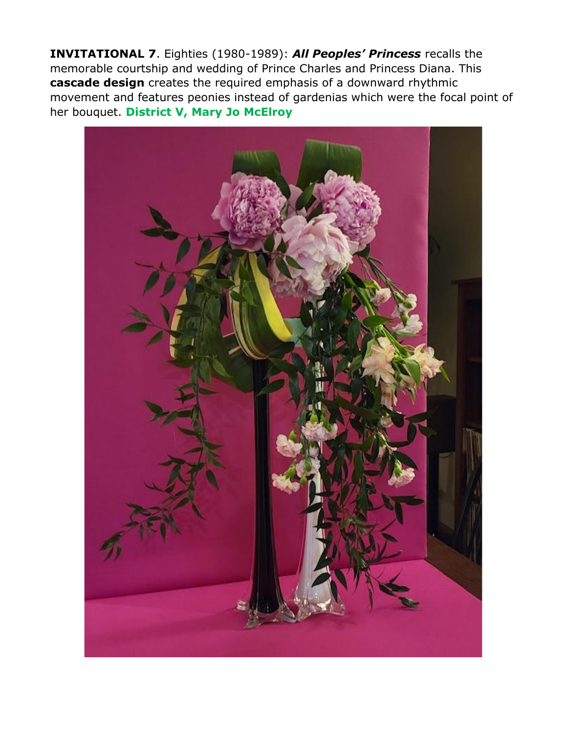**INVITATIONAL 7**. Eighties (1980-1989): ***All Peoples' Princess*** recalls the memorable courtship and wedding of Prince Charles and Princess Diana. This **cascade design** creates the required emphasis of a downward rhythmic movement and features peonies instead of gardenias which were the focal point of her bouquet. **District V, Mary Jo McElroy**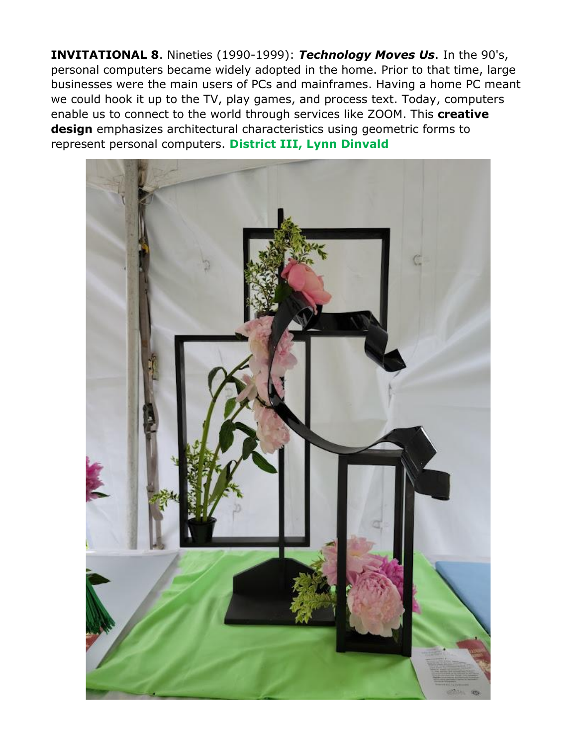**INVITATIONAL 8**. Nineties (1990-1999): ***Technology Moves Us***. In the 90's, personal computers became widely adopted in the home. Prior to that time, large businesses were the main users of PCs and mainframes. Having a home PC meant we could hook it up to the TV, play games, and process text. Today, computers enable us to connect to the world through services like ZOOM. This **creative design** emphasizes architectural characteristics using geometric forms to represent personal computers. **District III, Lynn Dinvald**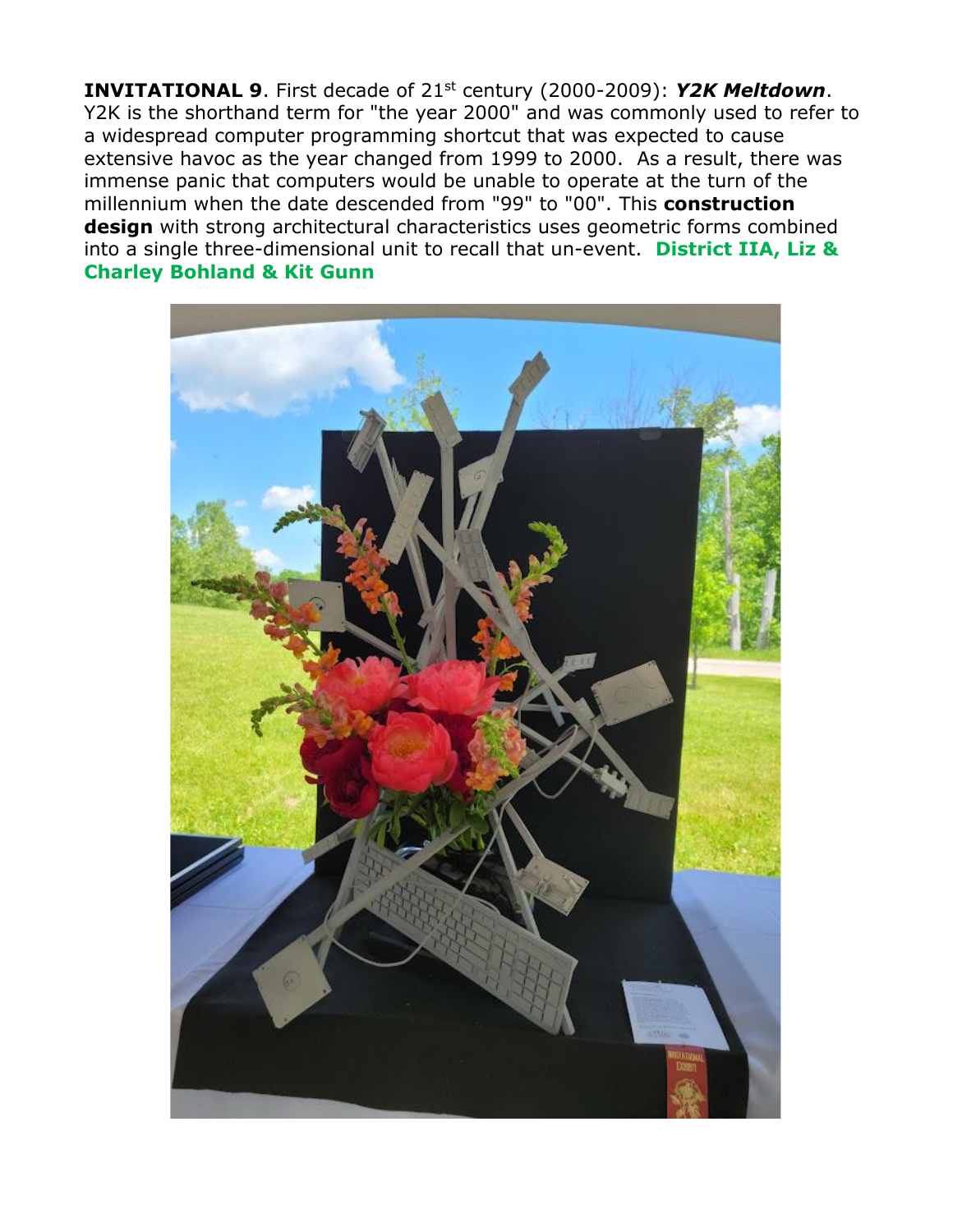**INVITATIONAL 9**. First decade of 21st century (2000-2009): ***Y2K Meltdown***. Y2K is the shorthand term for "the year 2000" and was commonly used to refer to a widespread computer programming shortcut that was expected to cause extensive havoc as the year changed from 1999 to 2000. As a result, there was immense panic that computers would be unable to operate at the turn of the millennium when the date descended from "99" to "00". This **construction design** with strong architectural characteristics uses geometric forms combined into a single three-dimensional unit to recall that un-event. **District IIA, Liz & Charley Bohland & Kit Gunn**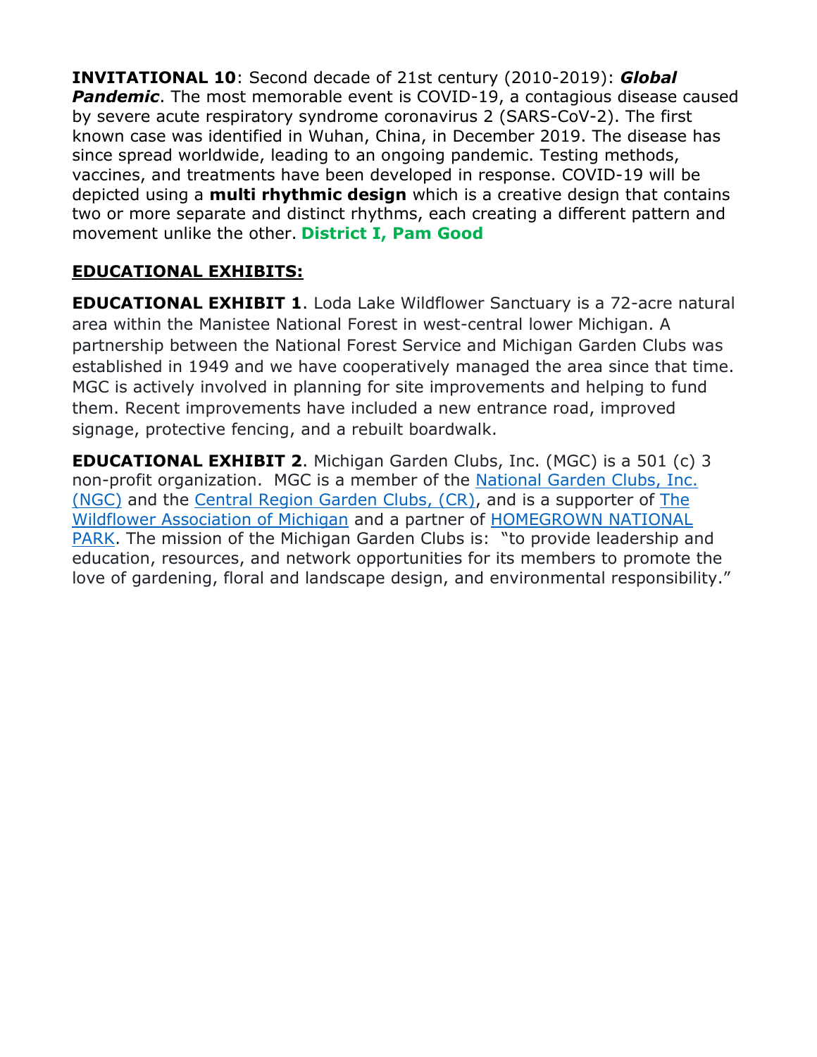**INVITATIONAL 10**: Second decade of 21st century (2010-2019): ***Global Pandemic***. The most memorable event is COVID-19, a contagious disease caused by severe acute respiratory syndrome coronavirus 2 (SARS-CoV-2). The first known case was identified in Wuhan, China, in December 2019. The disease has since spread worldwide, leading to an ongoing pandemic. Testing methods, vaccines, and treatments have been developed in response. COVID-19 will be depicted using a **multi rhythmic design** which is a creative design that contains two or more separate and distinct rhythms, each creating a different pattern and movement unlike the other. **District I, Pam Good**

**EDUCATIONAL EXHIBITS:**

**EDUCATIONAL EXHIBIT 1**. Loda Lake Wildflower Sanctuary is a 72-acre natural area within the Manistee National Forest in west-central lower Michigan. A partnership between the National Forest Service and Michigan Garden Clubs was established in 1949 and we have cooperatively managed the area since that time. MGC is actively involved in planning for site improvements and helping to fund them. Recent improvements have included a new entrance road, improved signage, protective fencing, and a rebuilt boardwalk.

**EDUCATIONAL EXHIBIT 2**. Michigan Garden Clubs, Inc. (MGC) is a 501 (c) 3 non-profit organization. MGC is a member of the National Garden Clubs, Inc. (NGC) and the Central Region Garden Clubs, (CR), and is a supporter of The Wildflower Association of Michigan and a partner of HOMEGROWN NATIONAL PARK. The mission of the Michigan Garden Clubs is: "to provide leadership and education, resources, and network opportunities for its members to promote the love of gardening, floral and landscape design, and environmental responsibility."